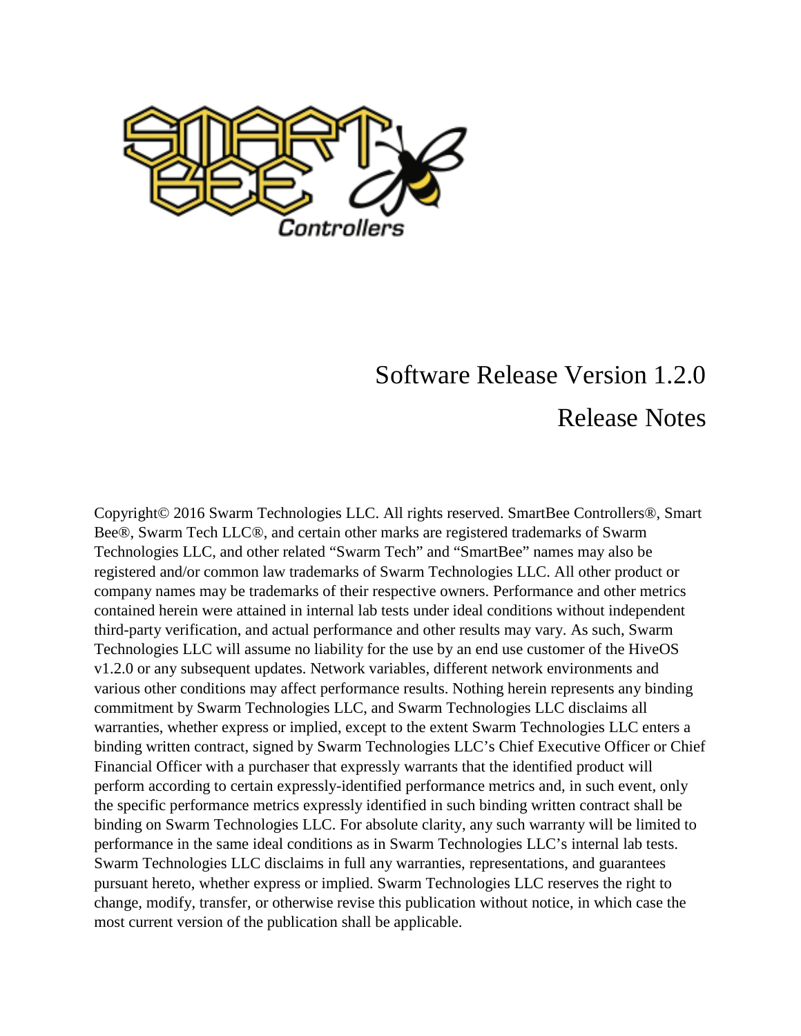# Software Release Version 1.2.0

# Release Notes

Copyright© 2016 Swarm Technologies LLC. All rights reserved. SmartBee Controllers®, Smart Bee®, Swarm Tech LLC®, and certain other marks are registered trademarks of Swarm Technologies LLC, and other related "Swarm Tech" and "SmartBee" names may also be registered and/or common law trademarks of Swarm Technologies LLC. All other product or company names may be trademarks of their respective owners. Performance and other metrics contained herein were attained in internal lab tests under ideal conditions without independent third-party verification, and actual performance and other results may vary. As such, Swarm Technologies LLC will assume no liability for the use by an end use customer of the HiveOS v1.2.0 or any subsequent updates. Network variables, different network environments and various other conditions may affect performance results. Nothing herein represents any binding commitment by Swarm Technologies LLC, and Swarm Technologies LLC disclaims all warranties, whether express or implied, except to the extent Swarm Technologies LLC enters a binding written contract, signed by Swarm Technologies LLC's Chief Executive Officer or Chief Financial Officer with a purchaser that expressly warrants that the identified product will perform according to certain expressly-identified performance metrics and, in such event, only the specific performance metrics expressly identified in such binding written contract shall be binding on Swarm Technologies LLC. For absolute clarity, any such warranty will be limited to performance in the same ideal conditions as in Swarm Technologies LLC's internal lab tests. Swarm Technologies LLC disclaims in full any warranties, representations, and guarantees pursuant hereto, whether express or implied. Swarm Technologies LLC reserves the right to change, modify, transfer, or otherwise revise this publication without notice, in which case the most current version of the publication shall be applicable.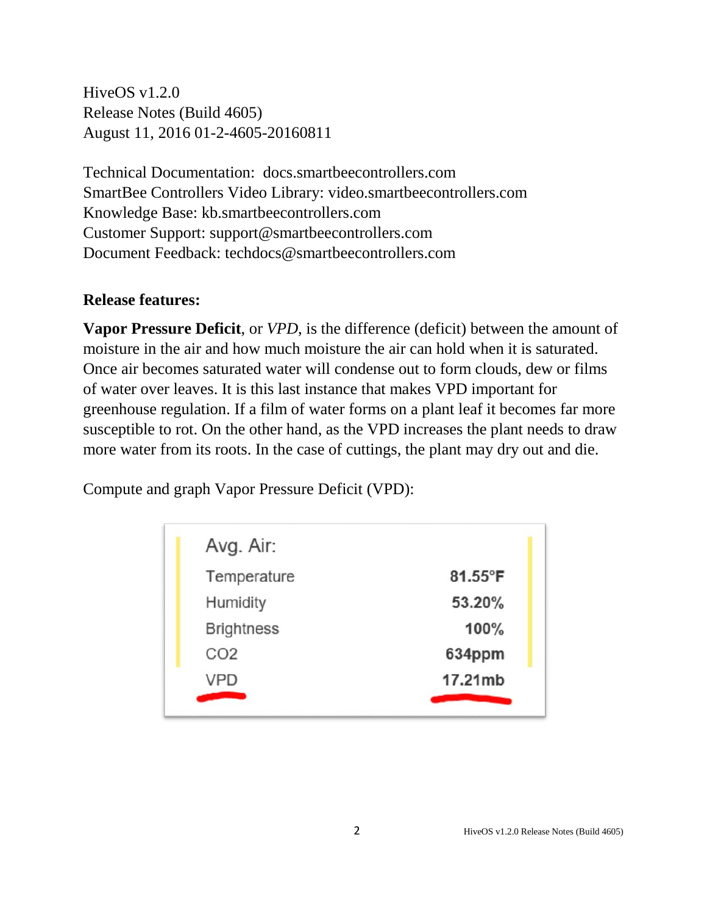HiveOS v1.2.0
Release Notes (Build 4605)
August 11, 2016 01-2-4605-20160811

Technical Documentation: docs.smartbeecontrollers.com
SmartBee Controllers Video Library: video.smartbeecontrollers.com
Knowledge Base: kb.smartbeecontrollers.com
Customer Support: support@smartbeecontrollers.com
Document Feedback: techdocs@smartbeecontrollers.com

**Release features:**

**Vapor Pressure Deficit**, or *VPD*, is the difference (deficit) between the amount of moisture in the air and how much moisture the air can hold when it is saturated. Once air becomes saturated water will condense out to form clouds, dew or films of water over leaves. It is this last instance that makes VPD important for greenhouse regulation. If a film of water forms on a plant leaf it becomes far more susceptible to rot. On the other hand, as the VPD increases the plant needs to draw more water from its roots. In the case of cuttings, the plant may dry out and die.

Compute and graph Vapor Pressure Deficit (VPD):

| Avg. Air: | |
|---|---|
| Temperature | 81.55°F |
| Humidity | 53.20% |
| Brightness | 100% |
| CO2 | 634ppm |
| VPD | 17.21mb |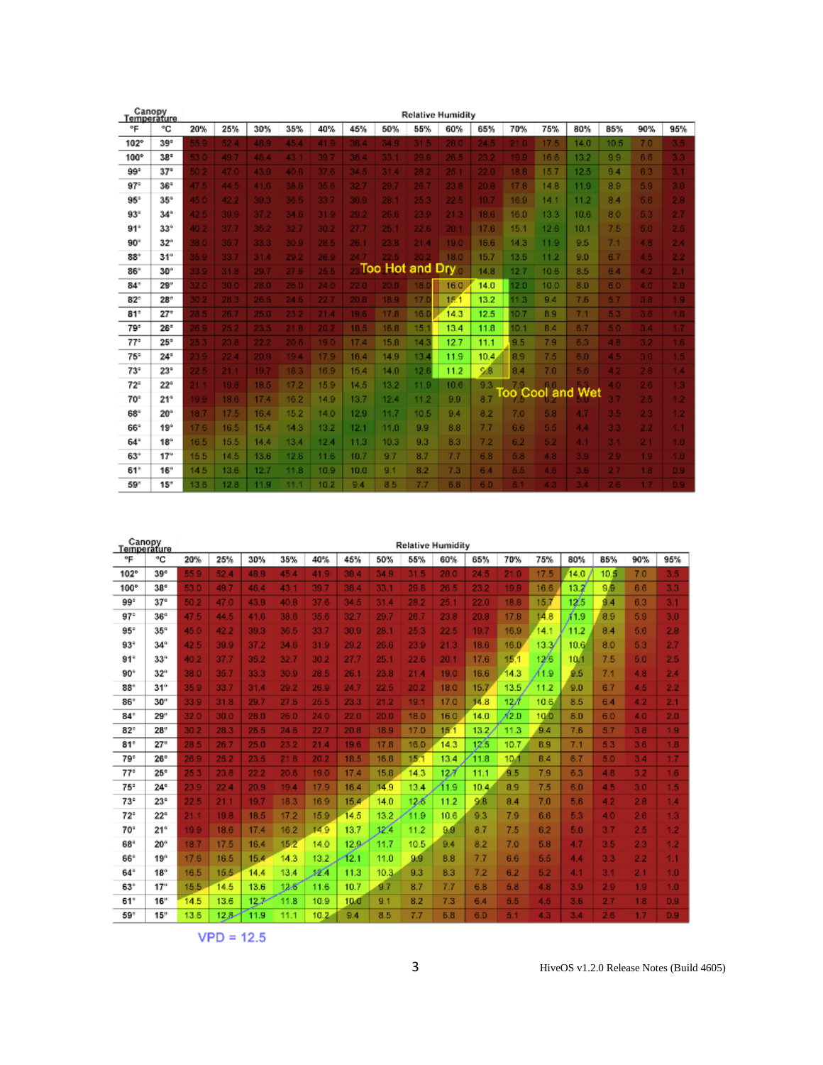| Canopy Temperature | | Relative Humidity | | | | | | | | | | | | | | | |
|---|---|---|---|---|---|---|---|---|---|---|---|---|---|---|---|---|---|
| °F | °C | 20% | 25% | 30% | 35% | 40% | 45% | 50% | 55% | 60% | 65% | 70% | 75% | 80% | 85% | 90% | 95% |
| 102° | 39° | 55.9 | 52.4 | 48.9 | 45.4 | 41.9 | 38.4 | 34.9 | 31.5 | 28.0 | 24.5 | 21.0 | 17.5 | 14.0 | 10.5 | 7.0 | 3.5 |
| 100° | 38° | 53.0 | 49.7 | 46.4 | 43.1 | 39.7 | 36.4 | 33.1 | 29.8 | 26.5 | 23.2 | 19.9 | 16.6 | 13.2 | 9.9 | 6.6 | 3.3 |
| 99° | 37° | 50.2 | 47.0 | 43.9 | 40.8 | 37.6 | 34.5 | 31.4 | 28.2 | 25.1 | 22.0 | 18.8 | 15.7 | 12.5 | 9.4 | 6.3 | 3.1 |
| 97° | 36° | 47.5 | 44.5 | 41.6 | 38.6 | 35.6 | 32.7 | 29.7 | 26.7 | 23.8 | 20.8 | 17.8 | 14.8 | 11.9 | 8.9 | 5.9 | 3.0 |
| 95° | 35° | 45.0 | 42.2 | 39.3 | 36.5 | 33.7 | 30.9 | 28.1 | 25.3 | 22.5 | 19.7 | 16.9 | 14.1 | 11.2 | 8.4 | 5.6 | 2.8 |
| 93° | 34° | 42.5 | 39.9 | 37.2 | 34.6 | 31.9 | 29.2 | 26.6 | 23.9 | 21.3 | 18.6 | 16.0 | 13.3 | 10.6 | 8.0 | 5.3 | 2.7 |
| 91° | 33° | 40.2 | 37.7 | 35.2 | 32.7 | 30.2 | 27.7 | 25.1 | 22.6 | 20.1 | 17.6 | 15.1 | 12.6 | 10.1 | 7.5 | 5.0 | 2.5 |
| 90° | 32° | 38.0 | 35.7 | 33.3 | 30.9 | 28.5 | 26.1 | 23.8 | 21.4 | 19.0 | 16.6 | 14.3 | 11.9 | 9.5 | 7.1 | 4.8 | 2.4 |
| 88° | 31° | 35.9 | 33.7 | 31.4 | 29.2 | 26.9 | 24.7 | 22.5 | 20.2 | 18.0 | 15.7 | 13.5 | 11.2 | 9.0 | 6.7 | 4.5 | 2.2 |
| 86° | 30° | 33.9 | 31.8 | 29.7 | 27.6 | 25.5 | 23.3 | 21.2 | 19.1 | 17.0 | 14.8 | 12.7 | 10.6 | 8.5 | 6.4 | 4.2 | 2.1 |
| 84° | 29° | 32.0 | 30.0 | 28.0 | 26.0 | 24.0 | 22.0 | 20.0 | 18.0 | 16.0 | 14.0 | 12.0 | 10.0 | 8.0 | 6.0 | 4.0 | 2.0 |
| 82° | 28° | 30.2 | 28.3 | 26.5 | 24.6 | 22.7 | 20.8 | 18.9 | 17.0 | 15.1 | 13.2 | 11.3 | 9.4 | 7.6 | 5.7 | 3.8 | 1.9 |
| 81° | 27° | 28.5 | 26.7 | 25.0 | 23.2 | 21.4 | 19.6 | 17.8 | 16.0 | 14.3 | 12.5 | 10.7 | 8.9 | 7.1 | 5.3 | 3.6 | 1.8 |
| 79° | 26° | 26.9 | 25.2 | 23.5 | 21.8 | 20.2 | 18.5 | 16.8 | 15.1 | 13.4 | 11.8 | 10.1 | 8.4 | 6.7 | 5.0 | 3.4 | 1.7 |
| 77° | 25° | 25.3 | 23.8 | 22.2 | 20.6 | 19.0 | 17.4 | 15.8 | 14.3 | 12.7 | 11.1 | 9.5 | 7.9 | 6.3 | 4.8 | 3.2 | 1.6 |
| 75° | 24° | 23.9 | 22.4 | 20.9 | 19.4 | 17.9 | 16.4 | 14.9 | 13.4 | 11.9 | 10.4 | 8.9 | 7.5 | 6.0 | 4.5 | 3.0 | 1.5 |
| 73° | 23° | 22.5 | 21.1 | 19.7 | 18.3 | 16.9 | 15.4 | 14.0 | 12.6 | 11.2 | 9.8 | 8.4 | 7.0 | 5.6 | 4.2 | 2.8 | 1.4 |
| 72° | 22° | 21.1 | 19.8 | 18.5 | 17.2 | 15.9 | 14.5 | 13.2 | 11.9 | 10.6 | 9.3 | 7.9 | 6.6 | 5.3 | 4.0 | 2.6 | 1.3 |
| 70° | 21° | 19.9 | 18.6 | 17.4 | 16.2 | 14.9 | 13.7 | 12.4 | 11.2 | 9.9 | 8.7 | 7.5 | 6.2 | 5.0 | 3.7 | 2.5 | 1.2 |
| 68° | 20° | 18.7 | 17.5 | 16.4 | 15.2 | 14.0 | 12.9 | 11.7 | 10.5 | 9.4 | 8.2 | 7.0 | 5.8 | 4.7 | 3.5 | 2.3 | 1.2 |
| 66° | 19° | 17.6 | 16.5 | 15.4 | 14.3 | 13.2 | 12.1 | 11.0 | 9.9 | 8.8 | 7.7 | 6.6 | 5.5 | 4.4 | 3.3 | 2.2 | 1.1 |
| 64° | 18° | 16.5 | 15.5 | 14.4 | 13.4 | 12.4 | 11.3 | 10.3 | 9.3 | 8.3 | 7.2 | 6.2 | 5.2 | 4.1 | 3.1 | 2.1 | 1.0 |
| 63° | 17° | 15.5 | 14.5 | 13.6 | 12.6 | 11.6 | 10.7 | 9.7 | 8.7 | 7.7 | 6.8 | 5.8 | 4.8 | 3.9 | 2.9 | 1.9 | 1.0 |
| 61° | 16° | 14.5 | 13.6 | 12.7 | 11.8 | 10.9 | 10.0 | 9.1 | 8.2 | 7.3 | 6.4 | 5.5 | 4.5 | 3.6 | 2.7 | 1.8 | 0.9 |
| 59° | 15° | 13.6 | 12.8 | 11.9 | 11.1 | 10.2 | 9.4 | 8.5 | 7.7 | 6.8 | 6.0 | 5.1 | 4.3 | 3.4 | 2.6 | 1.7 | 0.9 |

Too Hot and Dry

Too Cool and Wet

| Canopy Temperature | | Relative Humidity | | | | | | | | | | | | | | | |
|---|---|---|---|---|---|---|---|---|---|---|---|---|---|---|---|---|---|
| °F | °C | 20% | 25% | 30% | 35% | 40% | 45% | 50% | 55% | 60% | 65% | 70% | 75% | 80% | 85% | 90% | 95% |
| 102° | 39° | 55.9 | 52.4 | 48.9 | 45.4 | 41.9 | 38.4 | 34.9 | 31.5 | 28.0 | 24.5 | 21.0 | 17.5 | 14.0 | 10.5 | 7.0 | 3.5 |
| 100° | 38° | 53.0 | 49.7 | 46.4 | 43.1 | 39.7 | 36.4 | 33.1 | 29.8 | 26.5 | 23.2 | 19.9 | 16.6 | 13.2 | 9.9 | 6.6 | 3.3 |
| 99° | 37° | 50.2 | 47.0 | 43.9 | 40.8 | 37.6 | 34.5 | 31.4 | 28.2 | 25.1 | 22.0 | 18.8 | 15.7 | 12.5 | 9.4 | 6.3 | 3.1 |
| 97° | 36° | 47.5 | 44.5 | 41.6 | 38.6 | 35.6 | 32.7 | 29.7 | 26.7 | 23.8 | 20.8 | 17.8 | 14.8 | 11.9 | 8.9 | 5.9 | 3.0 |
| 95° | 35° | 45.0 | 42.2 | 39.3 | 36.5 | 33.7 | 30.9 | 28.1 | 25.3 | 22.5 | 19.7 | 16.9 | 14.1 | 11.2 | 8.4 | 5.6 | 2.8 |
| 93° | 34° | 42.5 | 39.9 | 37.2 | 34.6 | 31.9 | 29.2 | 26.6 | 23.9 | 21.3 | 18.6 | 16.0 | 13.3 | 10.6 | 8.0 | 5.3 | 2.7 |
| 91° | 33° | 40.2 | 37.7 | 35.2 | 32.7 | 30.2 | 27.7 | 25.1 | 22.6 | 20.1 | 17.6 | 15.1 | 12.6 | 10.1 | 7.5 | 5.0 | 2.5 |
| 90° | 32° | 38.0 | 35.7 | 33.3 | 30.9 | 28.5 | 26.1 | 23.8 | 21.4 | 19.0 | 16.6 | 14.3 | 11.9 | 9.5 | 7.1 | 4.8 | 2.4 |
| 88° | 31° | 35.9 | 33.7 | 31.4 | 29.2 | 26.9 | 24.7 | 22.5 | 20.2 | 18.0 | 15.7 | 13.5 | 11.2 | 9.0 | 6.7 | 4.5 | 2.2 |
| 86° | 30° | 33.9 | 31.8 | 29.7 | 27.6 | 25.5 | 23.3 | 21.2 | 19.1 | 17.0 | 14.8 | 12.7 | 10.6 | 8.5 | 6.4 | 4.2 | 2.1 |
| 84° | 29° | 32.0 | 30.0 | 28.0 | 26.0 | 24.0 | 22.0 | 20.0 | 18.0 | 16.0 | 14.0 | 12.0 | 10.0 | 8.0 | 6.0 | 4.0 | 2.0 |
| 82° | 28° | 30.2 | 28.3 | 26.5 | 24.6 | 22.7 | 20.8 | 18.9 | 17.0 | 15.1 | 13.2 | 11.3 | 9.4 | 7.6 | 5.7 | 3.8 | 1.9 |
| 81° | 27° | 28.5 | 26.7 | 25.0 | 23.2 | 21.4 | 19.6 | 17.8 | 16.0 | 14.3 | 12.5 | 10.7 | 8.9 | 7.1 | 5.3 | 3.6 | 1.8 |
| 79° | 26° | 26.9 | 25.2 | 23.5 | 21.8 | 20.2 | 18.5 | 16.8 | 15.1 | 13.4 | 11.8 | 10.1 | 8.4 | 6.7 | 5.0 | 3.4 | 1.7 |
| 77° | 25° | 25.3 | 23.8 | 22.2 | 20.6 | 19.0 | 17.4 | 15.8 | 14.3 | 12.7 | 11.1 | 9.5 | 7.9 | 6.3 | 4.8 | 3.2 | 1.6 |
| 75° | 24° | 23.9 | 22.4 | 20.9 | 19.4 | 17.9 | 16.4 | 14.9 | 13.4 | 11.9 | 10.4 | 8.9 | 7.5 | 6.0 | 4.5 | 3.0 | 1.5 |
| 73° | 23° | 22.5 | 21.1 | 19.7 | 18.3 | 16.9 | 15.4 | 14.0 | 12.6 | 11.2 | 9.8 | 8.4 | 7.0 | 5.6 | 4.2 | 2.8 | 1.4 |
| 72° | 22° | 21.1 | 19.8 | 18.5 | 17.2 | 15.9 | 14.5 | 13.2 | 11.9 | 10.6 | 9.3 | 7.9 | 6.6 | 5.3 | 4.0 | 2.6 | 1.3 |
| 70° | 21° | 19.9 | 18.6 | 17.4 | 16.2 | 14.9 | 13.7 | 12.4 | 11.2 | 9.9 | 8.7 | 7.5 | 6.2 | 5.0 | 3.7 | 2.5 | 1.2 |
| 68° | 20° | 18.7 | 17.5 | 16.4 | 15.2 | 14.0 | 12.9 | 11.7 | 10.5 | 9.4 | 8.2 | 7.0 | 5.8 | 4.7 | 3.5 | 2.3 | 1.2 |
| 66° | 19° | 17.6 | 16.5 | 15.4 | 14.3 | 13.2 | 12.1 | 11.0 | 9.9 | 8.8 | 7.7 | 6.6 | 5.5 | 4.4 | 3.3 | 2.2 | 1.1 |
| 64° | 18° | 16.5 | 15.5 | 14.4 | 13.4 | 12.4 | 11.3 | 10.3 | 9.3 | 8.3 | 7.2 | 6.2 | 5.2 | 4.1 | 3.1 | 2.1 | 1.0 |
| 63° | 17° | 15.5 | 14.5 | 13.6 | 12.6 | 11.6 | 10.7 | 9.7 | 8.7 | 7.7 | 6.8 | 5.8 | 4.8 | 3.9 | 2.9 | 1.9 | 1.0 |
| 61° | 16° | 14.5 | 13.6 | 12.7 | 11.8 | 10.9 | 10.0 | 9.1 | 8.2 | 7.3 | 6.4 | 5.5 | 4.5 | 3.6 | 2.7 | 1.8 | 0.9 |
| 59° | 15° | 13.6 | 12.8 | 11.9 | 11.1 | 10.2 | 9.4 | 8.5 | 7.7 | 6.8 | 6.0 | 5.1 | 4.3 | 3.4 | 2.6 | 1.7 | 0.9 |

VPD = 12.5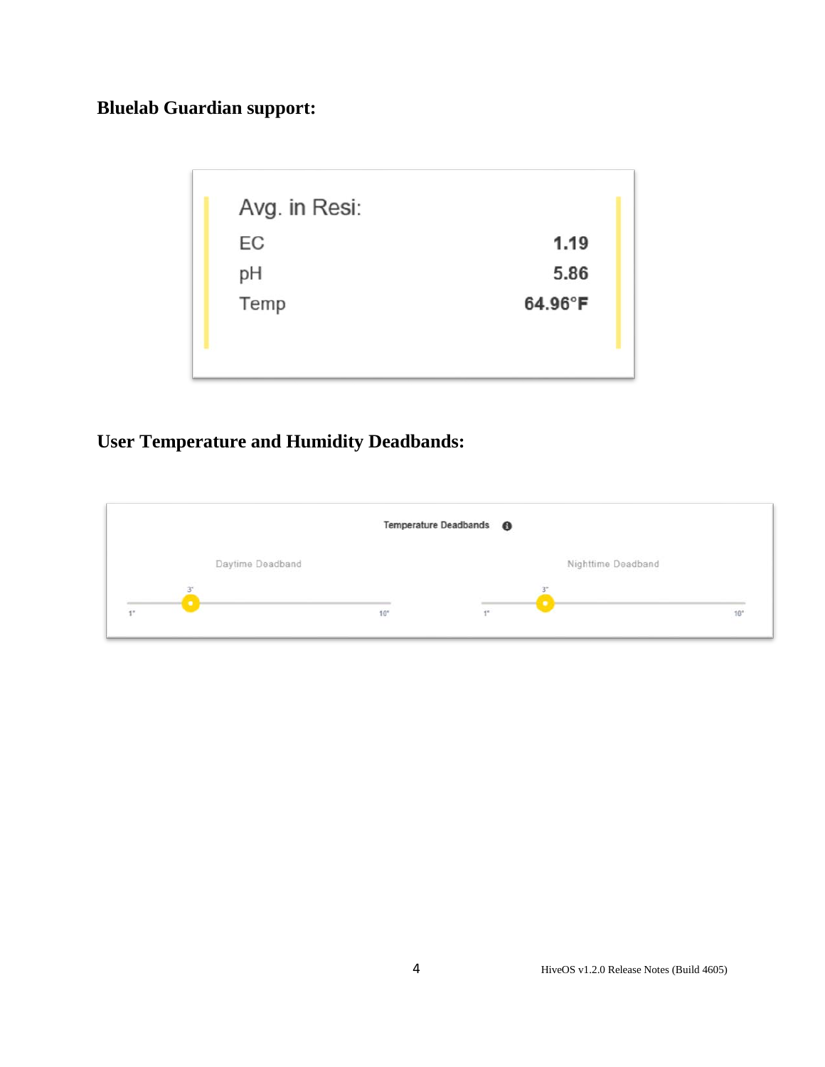**Bluelab Guardian support:**

Avg. in Resi:

| | |
|---|---|
| EC | **1.19** |
| pH | **5.86** |
| Temp | **64.96°F** |

**User Temperature and Humidity Deadbands:**

Temperature Deadbands

Daytime Deadband: 3° (range 1° – 10°)

Nighttime Deadband: 3° (range 1° – 10°)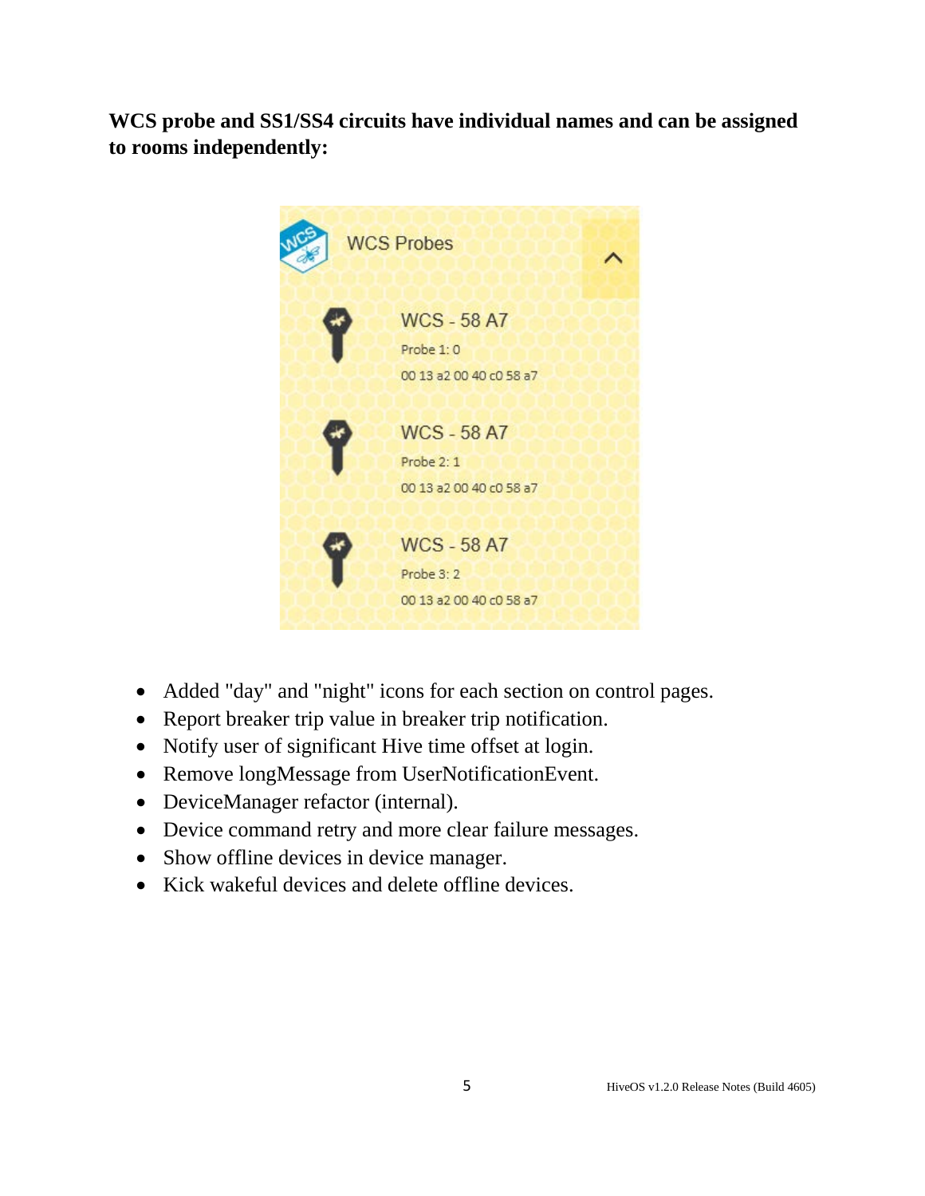**WCS probe and SS1/SS4 circuits have individual names and can be assigned to rooms independently:**

- Added "day" and "night" icons for each section on control pages.
- Report breaker trip value in breaker trip notification.
- Notify user of significant Hive time offset at login.
- Remove longMessage from UserNotificationEvent.
- DeviceManager refactor (internal).
- Device command retry and more clear failure messages.
- Show offline devices in device manager.
- Kick wakeful devices and delete offline devices.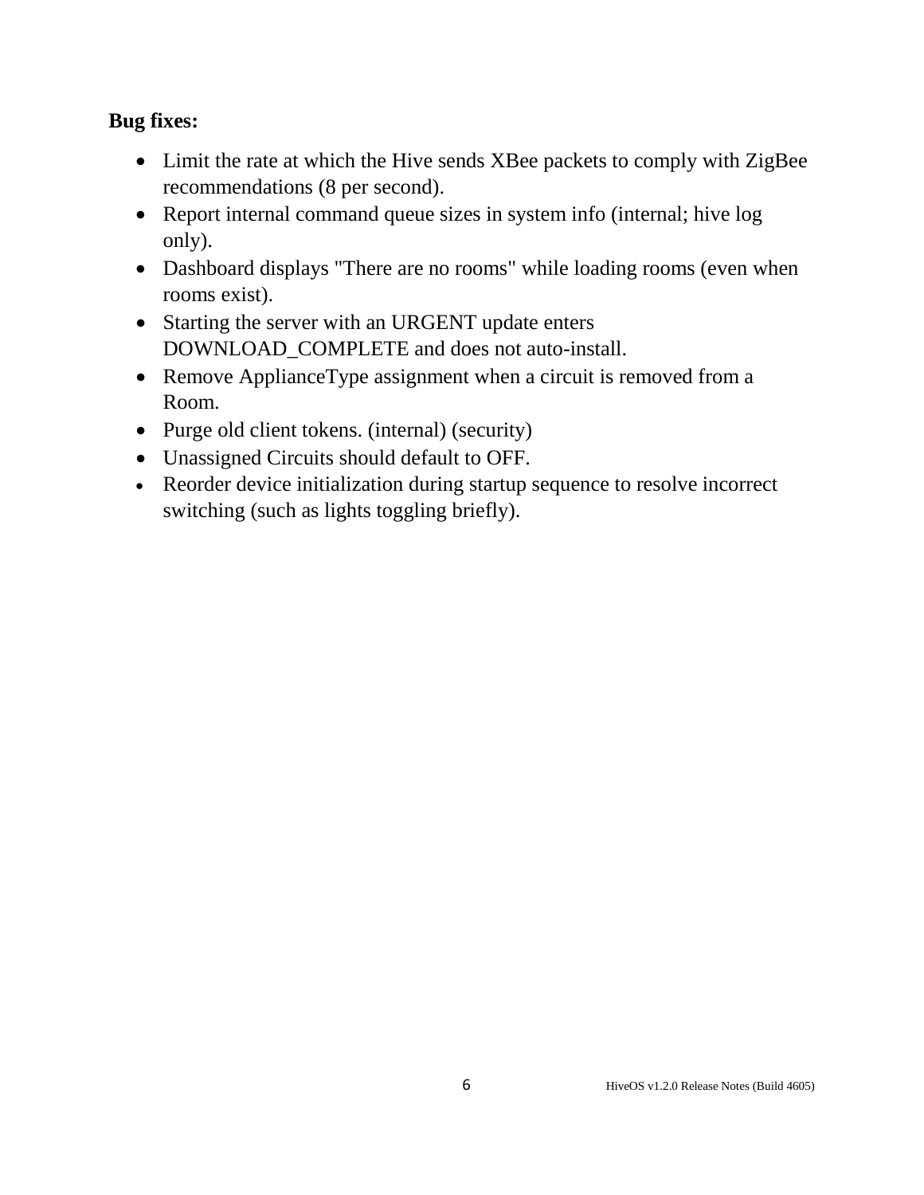**Bug fixes:**

- Limit the rate at which the Hive sends XBee packets to comply with ZigBee recommendations (8 per second).
- Report internal command queue sizes in system info (internal; hive log only).
- Dashboard displays "There are no rooms" while loading rooms (even when rooms exist).
- Starting the server with an URGENT update enters DOWNLOAD_COMPLETE and does not auto-install.
- Remove ApplianceType assignment when a circuit is removed from a Room.
- Purge old client tokens. (internal) (security)
- Unassigned Circuits should default to OFF.
- Reorder device initialization during startup sequence to resolve incorrect switching (such as lights toggling briefly).